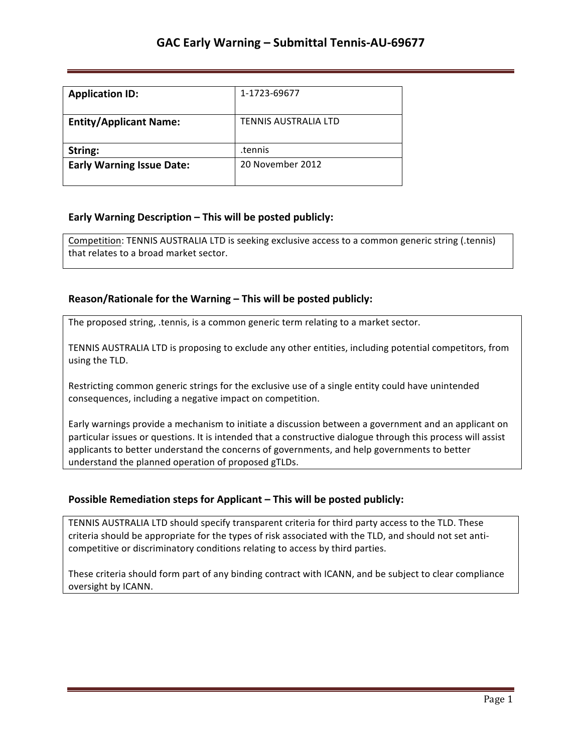# GAC Early Warning – Submittal Tennis-AU-69677

| **Application ID:** | 1-1723-69677 |
|---|---|
| **Entity/Applicant Name:** | TENNIS AUSTRALIA LTD |
| **String:** | .tennis |
| **Early Warning Issue Date:** | 20 November 2012 |

## Early Warning Description – This will be posted publicly:

Competition: TENNIS AUSTRALIA LTD is seeking exclusive access to a common generic string (.tennis) that relates to a broad market sector.

## Reason/Rationale for the Warning – This will be posted publicly:

The proposed string, .tennis, is a common generic term relating to a market sector.

TENNIS AUSTRALIA LTD is proposing to exclude any other entities, including potential competitors, from using the TLD.

Restricting common generic strings for the exclusive use of a single entity could have unintended consequences, including a negative impact on competition.

Early warnings provide a mechanism to initiate a discussion between a government and an applicant on particular issues or questions. It is intended that a constructive dialogue through this process will assist applicants to better understand the concerns of governments, and help governments to better understand the planned operation of proposed gTLDs.

## Possible Remediation steps for Applicant – This will be posted publicly:

TENNIS AUSTRALIA LTD should specify transparent criteria for third party access to the TLD. These criteria should be appropriate for the types of risk associated with the TLD, and should not set anti-competitive or discriminatory conditions relating to access by third parties.

These criteria should form part of any binding contract with ICANN, and be subject to clear compliance oversight by ICANN.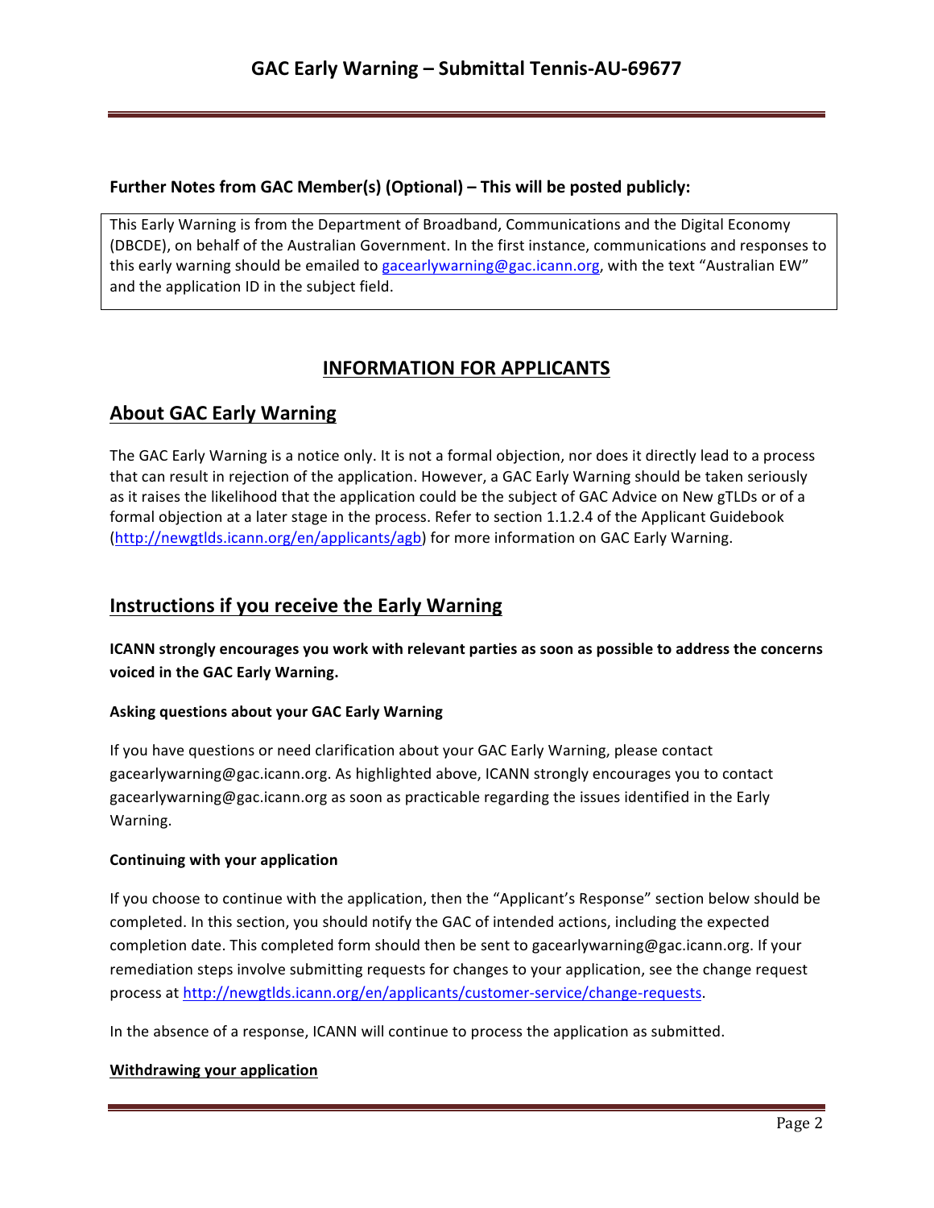**Further Notes from GAC Member(s) (Optional) – This will be posted publicly:**

This Early Warning is from the Department of Broadband, Communications and the Digital Economy (DBCDE), on behalf of the Australian Government. In the first instance, communications and responses to this early warning should be emailed to gacearlywarning@gac.icann.org, with the text "Australian EW" and the application ID in the subject field.

# INFORMATION FOR APPLICANTS

## About GAC Early Warning

The GAC Early Warning is a notice only. It is not a formal objection, nor does it directly lead to a process that can result in rejection of the application. However, a GAC Early Warning should be taken seriously as it raises the likelihood that the application could be the subject of GAC Advice on New gTLDs or of a formal objection at a later stage in the process. Refer to section 1.1.2.4 of the Applicant Guidebook (http://newgtlds.icann.org/en/applicants/agb) for more information on GAC Early Warning.

## Instructions if you receive the Early Warning

**ICANN strongly encourages you work with relevant parties as soon as possible to address the concerns voiced in the GAC Early Warning.**

### Asking questions about your GAC Early Warning

If you have questions or need clarification about your GAC Early Warning, please contact gacearlywarning@gac.icann.org. As highlighted above, ICANN strongly encourages you to contact gacearlywarning@gac.icann.org as soon as practicable regarding the issues identified in the Early Warning.

### Continuing with your application

If you choose to continue with the application, then the "Applicant's Response" section below should be completed. In this section, you should notify the GAC of intended actions, including the expected completion date. This completed form should then be sent to gacearlywarning@gac.icann.org. If your remediation steps involve submitting requests for changes to your application, see the change request process at http://newgtlds.icann.org/en/applicants/customer-service/change-requests.

In the absence of a response, ICANN will continue to process the application as submitted.

### Withdrawing your application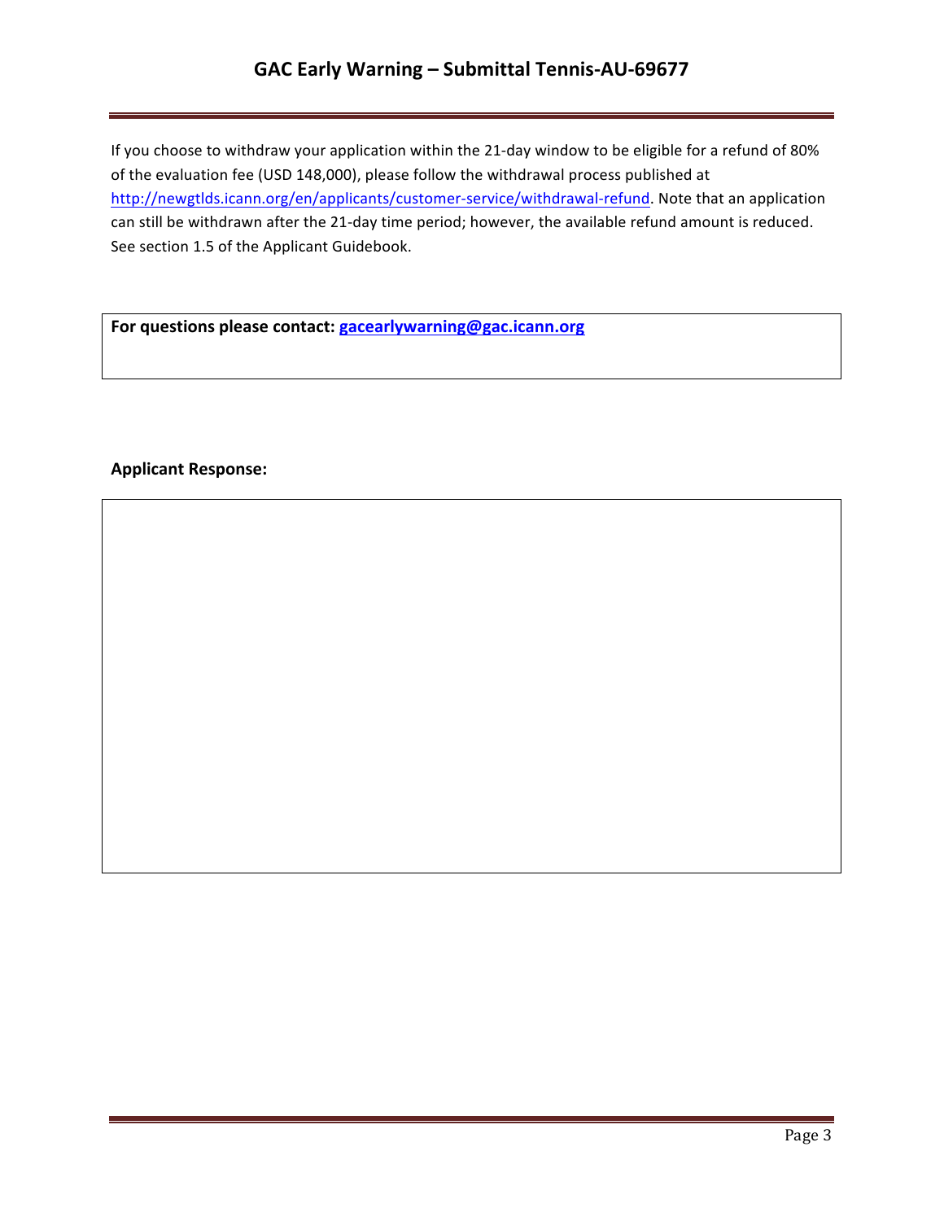If you choose to withdraw your application within the 21-day window to be eligible for a refund of 80% of the evaluation fee (USD 148,000), please follow the withdrawal process published at http://newgtlds.icann.org/en/applicants/customer-service/withdrawal-refund. Note that an application can still be withdrawn after the 21-day time period; however, the available refund amount is reduced. See section 1.5 of the Applicant Guidebook.

**For questions please contact: gacearlywarning@gac.icann.org**

**Applicant Response:**